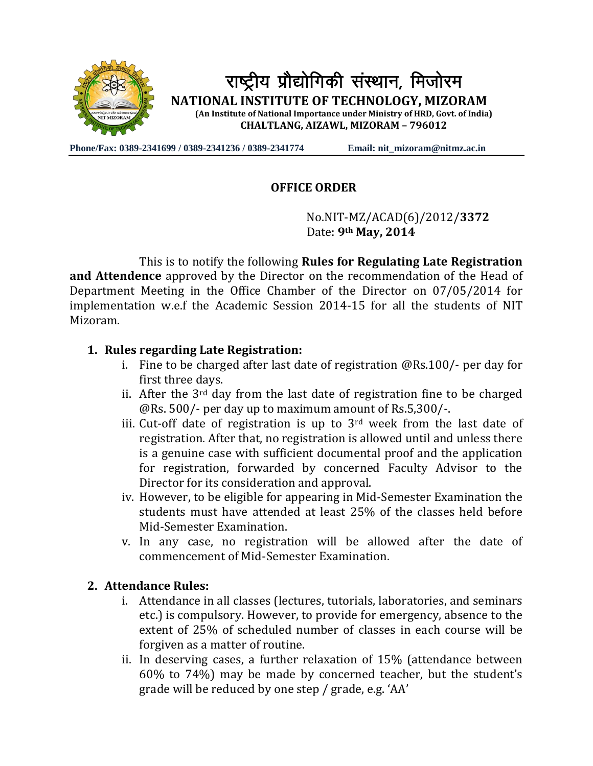# राष्ट्रीय प्रौद्योगिकी संस्थान, मिजोरम

**NATIONAL INSTITUTE OF TECHNOLOGY, MIZORAM**

**(An Institute of National Importance under Ministry of HRD, Govt. of India)**

**CHALTLANG, AIZAWL, MIZORAM – 796012**

**Phone/Fax: 0389-2341699 / 0389-2341236 / 0389-2341774** **Email: nit_mizoram@nitmz.ac.in**

## OFFICE ORDER

No.NIT-MZ/ACAD(6)/2012/**3372**
Date: **9th May, 2014**

This is to notify the following **Rules for Regulating Late Registration and Attendence** approved by the Director on the recommendation of the Head of Department Meeting in the Office Chamber of the Director on 07/05/2014 for implementation w.e.f the Academic Session 2014-15 for all the students of NIT Mizoram.

1. **Rules regarding Late Registration:**
   1. Fine to be charged after last date of registration @Rs.100/- per day for first three days.
   2. After the 3rd day from the last date of registration fine to be charged @Rs. 500/- per day up to maximum amount of Rs.5,300/-.
   3. Cut-off date of registration is up to 3rd week from the last date of registration. After that, no registration is allowed until and unless there is a genuine case with sufficient documental proof and the application for registration, forwarded by concerned Faculty Advisor to the Director for its consideration and approval.
   4. However, to be eligible for appearing in Mid-Semester Examination the students must have attended at least 25% of the classes held before Mid-Semester Examination.
   5. In any case, no registration will be allowed after the date of commencement of Mid-Semester Examination.

2. **Attendance Rules:**
   1. Attendance in all classes (lectures, tutorials, laboratories, and seminars etc.) is compulsory. However, to provide for emergency, absence to the extent of 25% of scheduled number of classes in each course will be forgiven as a matter of routine.
   2. In deserving cases, a further relaxation of 15% (attendance between 60% to 74%) may be made by concerned teacher, but the student's grade will be reduced by one step / grade, e.g. 'AA'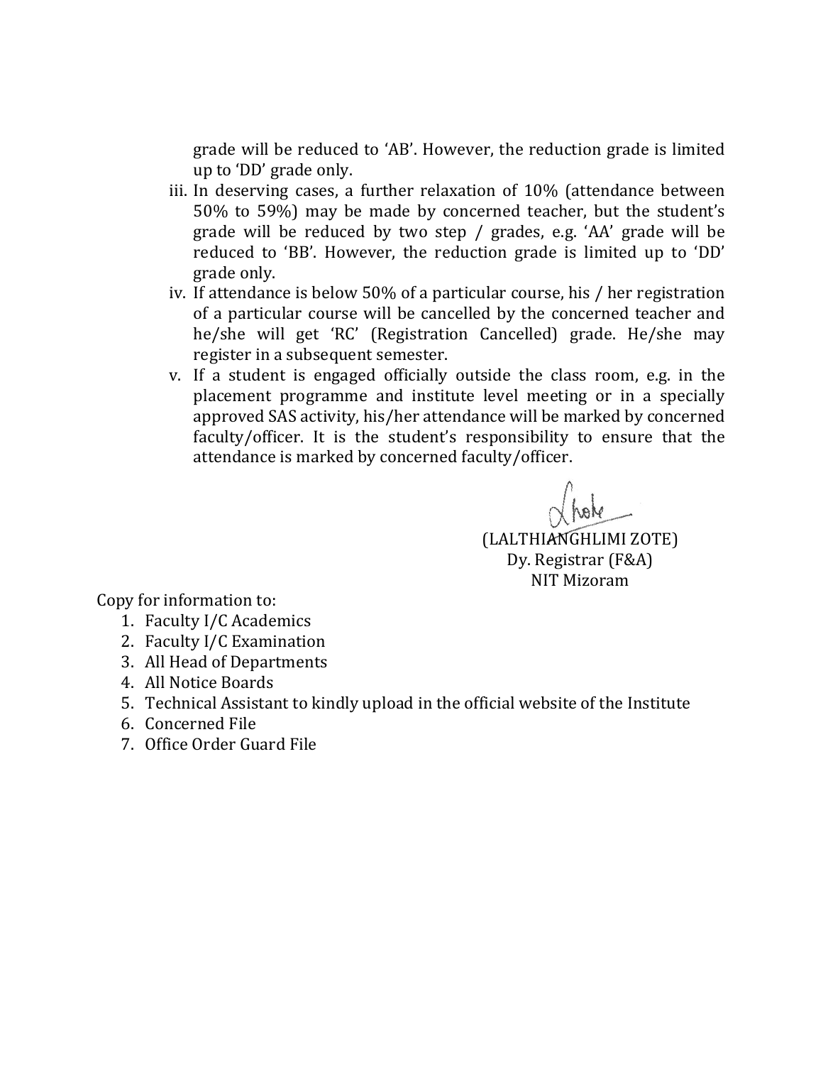grade will be reduced to 'AB'. However, the reduction grade is limited up to 'DD' grade only.

iii. In deserving cases, a further relaxation of 10% (attendance between 50% to 59%) may be made by concerned teacher, but the student's grade will be reduced by two step / grades, e.g. 'AA' grade will be reduced to 'BB'. However, the reduction grade is limited up to 'DD' grade only.

iv. If attendance is below 50% of a particular course, his / her registration of a particular course will be cancelled by the concerned teacher and he/she will get 'RC' (Registration Cancelled) grade. He/she may register in a subsequent semester.

v. If a student is engaged officially outside the class room, e.g. in the placement programme and institute level meeting or in a specially approved SAS activity, his/her attendance will be marked by concerned faculty/officer. It is the student's responsibility to ensure that the attendance is marked by concerned faculty/officer.

(LALTHIANGHLIMI ZOTE)
Dy. Registrar (F&A)
NIT Mizoram

Copy for information to:

1. Faculty I/C Academics
2. Faculty I/C Examination
3. All Head of Departments
4. All Notice Boards
5. Technical Assistant to kindly upload in the official website of the Institute
6. Concerned File
7. Office Order Guard File